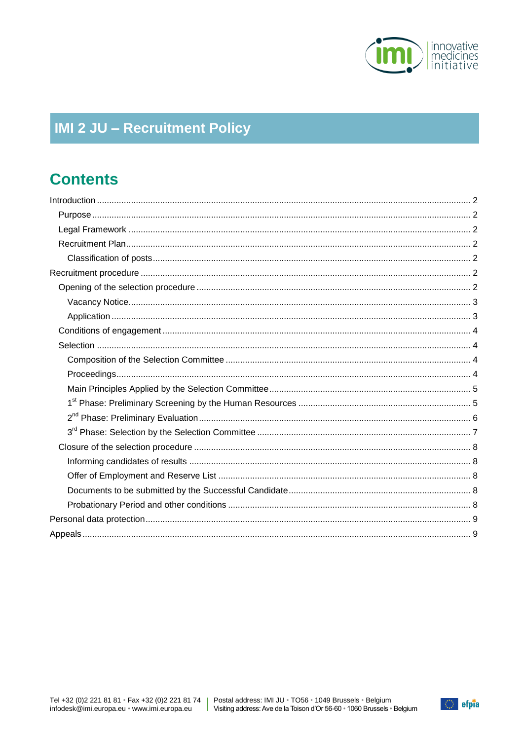# IMI 2 JU – Recruitment Policy

## Contents

- Introduction ... 2
  - Purpose ... 2
  - Legal Framework ... 2
  - Recruitment Plan ... 2
    - Classification of posts ... 2
- Recruitment procedure ... 2
  - Opening of the selection procedure ... 2
    - Vacancy Notice ... 3
    - Application ... 3
  - Conditions of engagement ... 4
  - Selection ... 4
    - Composition of the Selection Committee ... 4
    - Proceedings ... 4
    - Main Principles Applied by the Selection Committee ... 5
    - 1st Phase: Preliminary Screening by the Human Resources ... 5
    - 2nd Phase: Preliminary Evaluation ... 6
    - 3rd Phase: Selection by the Selection Committee ... 7
  - Closure of the selection procedure ... 8
    - Informing candidates of results ... 8
    - Offer of Employment and Reserve List ... 8
    - Documents to be submitted by the Successful Candidate ... 8
    - Probationary Period and other conditions ... 8
- Personal data protection ... 9
- Appeals ... 9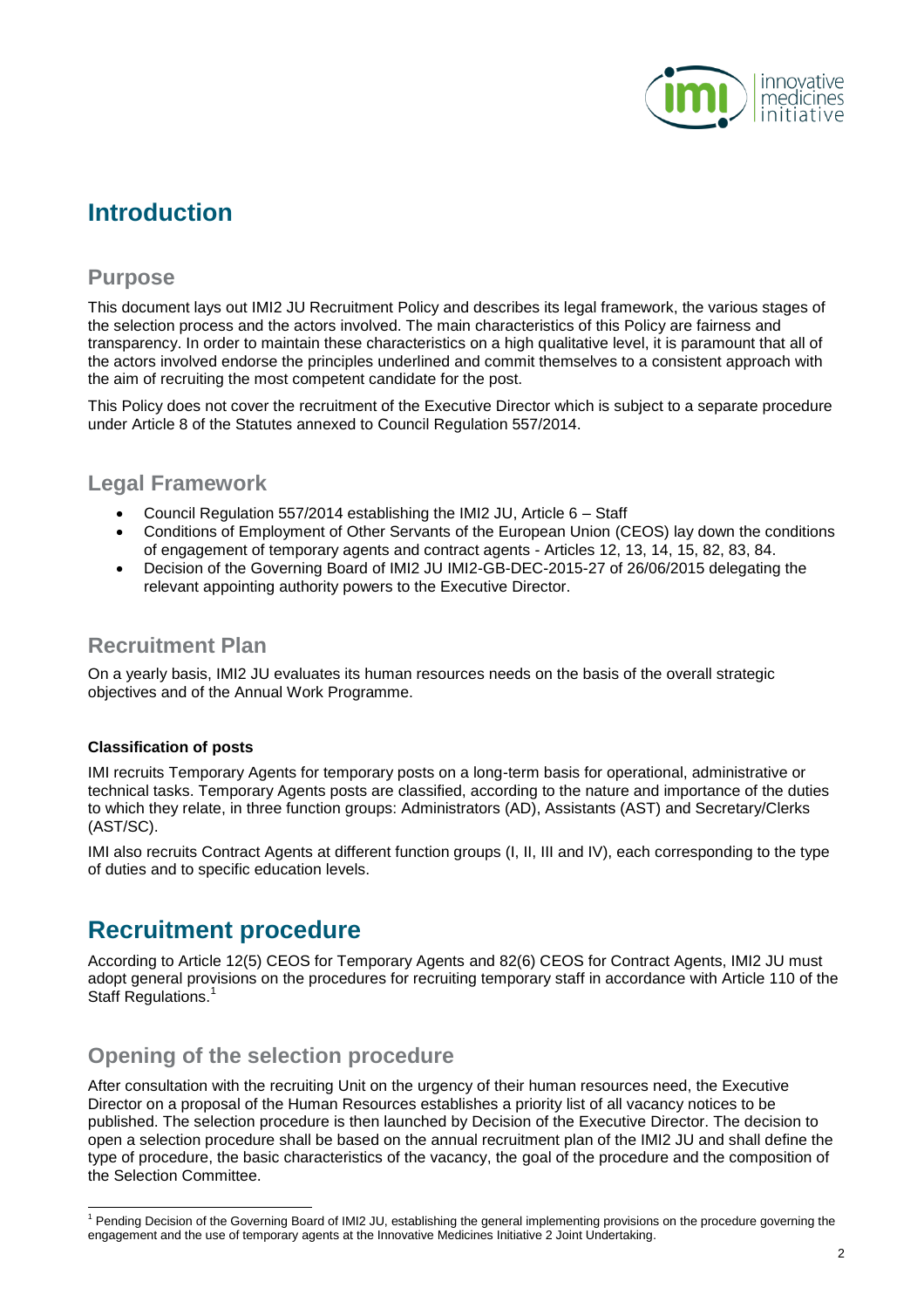# Introduction

## Purpose

This document lays out IMI2 JU Recruitment Policy and describes its legal framework, the various stages of the selection process and the actors involved. The main characteristics of this Policy are fairness and transparency. In order to maintain these characteristics on a high qualitative level, it is paramount that all of the actors involved endorse the principles underlined and commit themselves to a consistent approach with the aim of recruiting the most competent candidate for the post.

This Policy does not cover the recruitment of the Executive Director which is subject to a separate procedure under Article 8 of the Statutes annexed to Council Regulation 557/2014.

## Legal Framework

- Council Regulation 557/2014 establishing the IMI2 JU, Article 6 – Staff
- Conditions of Employment of Other Servants of the European Union (CEOS) lay down the conditions of engagement of temporary agents and contract agents - Articles 12, 13, 14, 15, 82, 83, 84.
- Decision of the Governing Board of IMI2 JU IMI2-GB-DEC-2015-27 of 26/06/2015 delegating the relevant appointing authority powers to the Executive Director.

## Recruitment Plan

On a yearly basis, IMI2 JU evaluates its human resources needs on the basis of the overall strategic objectives and of the Annual Work Programme.

**Classification of posts**

IMI recruits Temporary Agents for temporary posts on a long-term basis for operational, administrative or technical tasks. Temporary Agents posts are classified, according to the nature and importance of the duties to which they relate, in three function groups: Administrators (AD), Assistants (AST) and Secretary/Clerks (AST/SC).

IMI also recruits Contract Agents at different function groups (I, II, III and IV), each corresponding to the type of duties and to specific education levels.

# Recruitment procedure

According to Article 12(5) CEOS for Temporary Agents and 82(6) CEOS for Contract Agents, IMI2 JU must adopt general provisions on the procedures for recruiting temporary staff in accordance with Article 110 of the Staff Regulations.[1]

## Opening of the selection procedure

After consultation with the recruiting Unit on the urgency of their human resources need, the Executive Director on a proposal of the Human Resources establishes a priority list of all vacancy notices to be published. The selection procedure is then launched by Decision of the Executive Director. The decision to open a selection procedure shall be based on the annual recruitment plan of the IMI2 JU and shall define the type of procedure, the basic characteristics of the vacancy, the goal of the procedure and the composition of the Selection Committee.

[1] Pending Decision of the Governing Board of IMI2 JU, establishing the general implementing provisions on the procedure governing the engagement and the use of temporary agents at the Innovative Medicines Initiative 2 Joint Undertaking.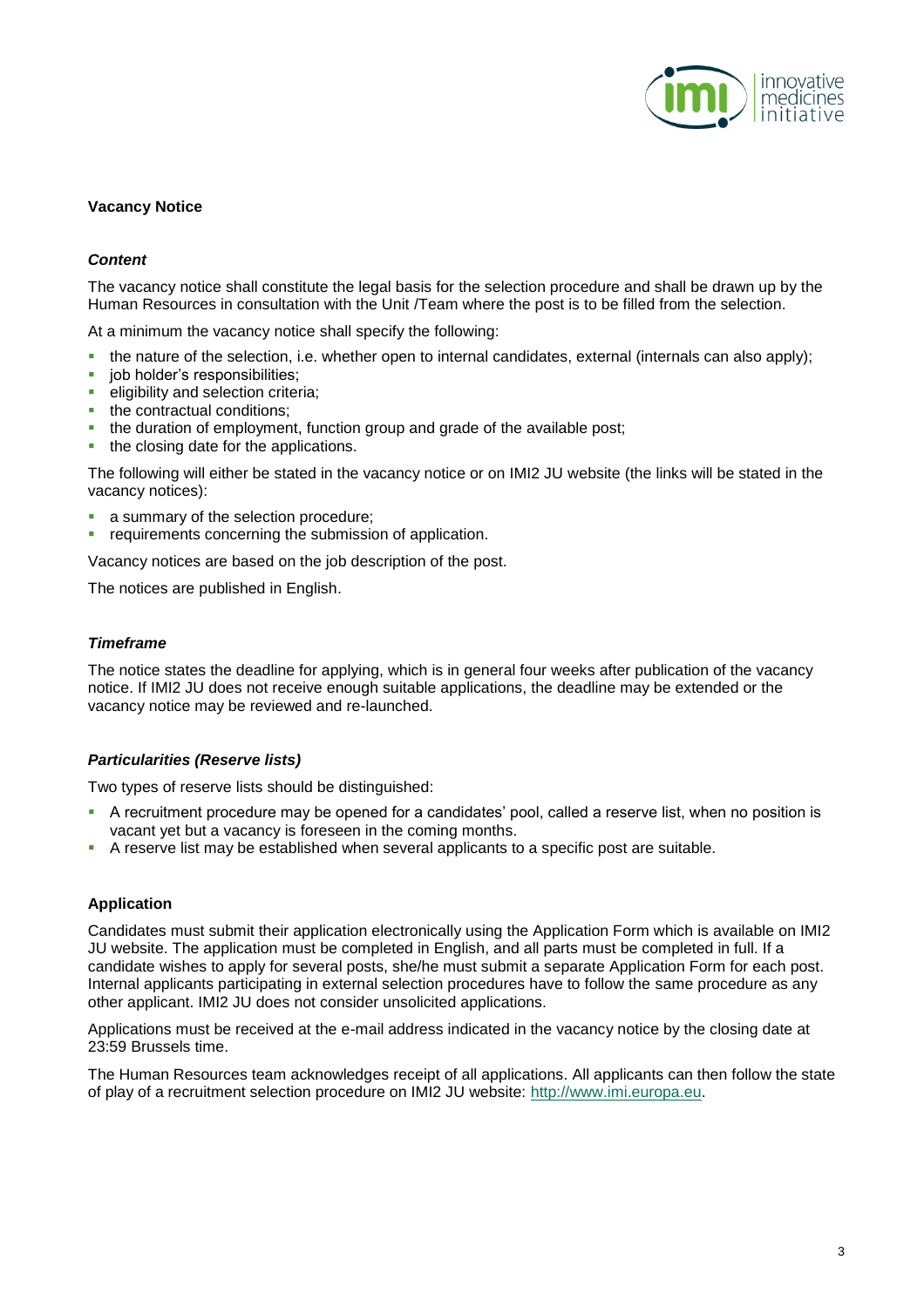## Vacancy Notice

### *Content*

The vacancy notice shall constitute the legal basis for the selection procedure and shall be drawn up by the Human Resources in consultation with the Unit /Team where the post is to be filled from the selection.

At a minimum the vacancy notice shall specify the following:

- the nature of the selection, i.e. whether open to internal candidates, external (internals can also apply);
- job holder's responsibilities;
- eligibility and selection criteria;
- the contractual conditions;
- the duration of employment, function group and grade of the available post;
- the closing date for the applications.

The following will either be stated in the vacancy notice or on IMI2 JU website (the links will be stated in the vacancy notices):

- a summary of the selection procedure;
- requirements concerning the submission of application.

Vacancy notices are based on the job description of the post.

The notices are published in English.

### *Timeframe*

The notice states the deadline for applying, which is in general four weeks after publication of the vacancy notice. If IMI2 JU does not receive enough suitable applications, the deadline may be extended or the vacancy notice may be reviewed and re-launched.

### *Particularities (Reserve lists)*

Two types of reserve lists should be distinguished:

- A recruitment procedure may be opened for a candidates' pool, called a reserve list, when no position is vacant yet but a vacancy is foreseen in the coming months.
- A reserve list may be established when several applicants to a specific post are suitable.

## Application

Candidates must submit their application electronically using the Application Form which is available on IMI2 JU website. The application must be completed in English, and all parts must be completed in full. If a candidate wishes to apply for several posts, she/he must submit a separate Application Form for each post. Internal applicants participating in external selection procedures have to follow the same procedure as any other applicant. IMI2 JU does not consider unsolicited applications.

Applications must be received at the e-mail address indicated in the vacancy notice by the closing date at 23:59 Brussels time.

The Human Resources team acknowledges receipt of all applications. All applicants can then follow the state of play of a recruitment selection procedure on IMI2 JU website: http://www.imi.europa.eu.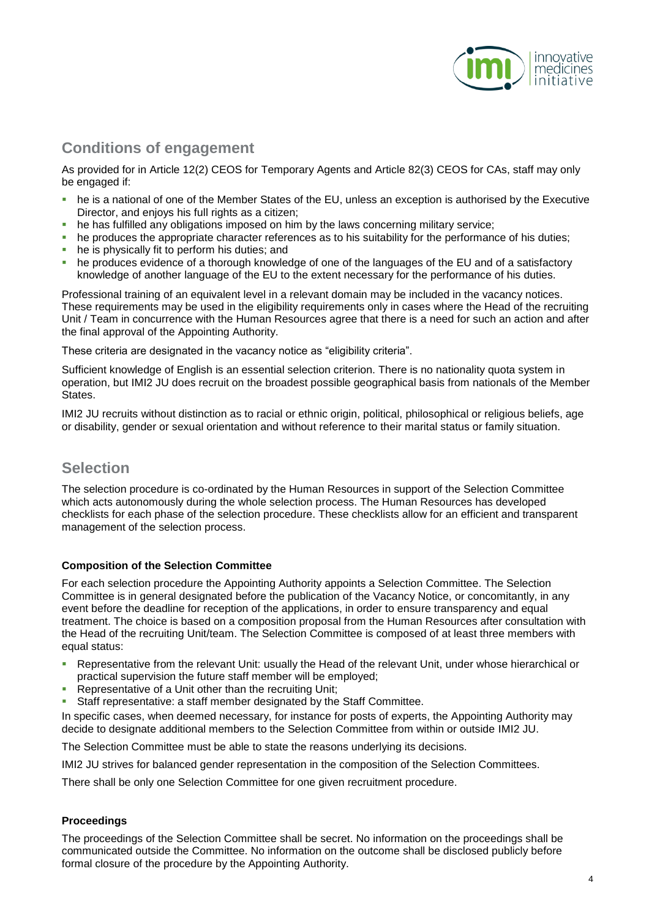## Conditions of engagement

As provided for in Article 12(2) CEOS for Temporary Agents and Article 82(3) CEOS for CAs, staff may only be engaged if:

- he is a national of one of the Member States of the EU, unless an exception is authorised by the Executive Director, and enjoys his full rights as a citizen;
- he has fulfilled any obligations imposed on him by the laws concerning military service;
- he produces the appropriate character references as to his suitability for the performance of his duties;
- he is physically fit to perform his duties; and
- he produces evidence of a thorough knowledge of one of the languages of the EU and of a satisfactory knowledge of another language of the EU to the extent necessary for the performance of his duties.

Professional training of an equivalent level in a relevant domain may be included in the vacancy notices. These requirements may be used in the eligibility requirements only in cases where the Head of the recruiting Unit / Team in concurrence with the Human Resources agree that there is a need for such an action and after the final approval of the Appointing Authority.

These criteria are designated in the vacancy notice as "eligibility criteria".

Sufficient knowledge of English is an essential selection criterion. There is no nationality quota system in operation, but IMI2 JU does recruit on the broadest possible geographical basis from nationals of the Member States.

IMI2 JU recruits without distinction as to racial or ethnic origin, political, philosophical or religious beliefs, age or disability, gender or sexual orientation and without reference to their marital status or family situation.

## Selection

The selection procedure is co-ordinated by the Human Resources in support of the Selection Committee which acts autonomously during the whole selection process. The Human Resources has developed checklists for each phase of the selection procedure. These checklists allow for an efficient and transparent management of the selection process.

**Composition of the Selection Committee**

For each selection procedure the Appointing Authority appoints a Selection Committee. The Selection Committee is in general designated before the publication of the Vacancy Notice, or concomitantly, in any event before the deadline for reception of the applications, in order to ensure transparency and equal treatment. The choice is based on a composition proposal from the Human Resources after consultation with the Head of the recruiting Unit/team. The Selection Committee is composed of at least three members with equal status:

- Representative from the relevant Unit: usually the Head of the relevant Unit, under whose hierarchical or practical supervision the future staff member will be employed;
- Representative of a Unit other than the recruiting Unit;
- Staff representative: a staff member designated by the Staff Committee.

In specific cases, when deemed necessary, for instance for posts of experts, the Appointing Authority may decide to designate additional members to the Selection Committee from within or outside IMI2 JU.

The Selection Committee must be able to state the reasons underlying its decisions.

IMI2 JU strives for balanced gender representation in the composition of the Selection Committees.

There shall be only one Selection Committee for one given recruitment procedure.

**Proceedings**

The proceedings of the Selection Committee shall be secret. No information on the proceedings shall be communicated outside the Committee. No information on the outcome shall be disclosed publicly before formal closure of the procedure by the Appointing Authority.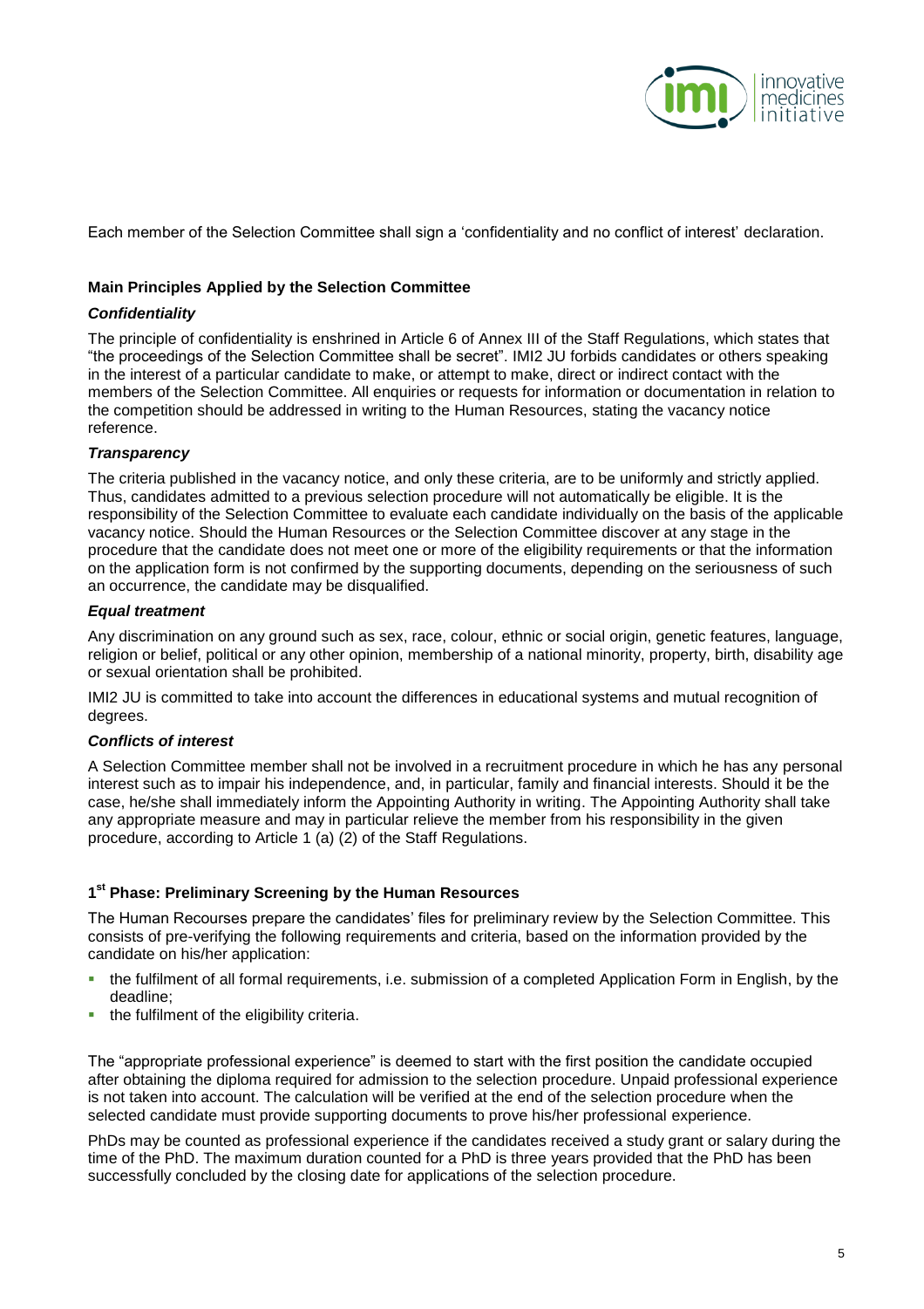Each member of the Selection Committee shall sign a 'confidentiality and no conflict of interest' declaration.

**Main Principles Applied by the Selection Committee**

***Confidentiality***

The principle of confidentiality is enshrined in Article 6 of Annex III of the Staff Regulations, which states that "the proceedings of the Selection Committee shall be secret". IMI2 JU forbids candidates or others speaking in the interest of a particular candidate to make, or attempt to make, direct or indirect contact with the members of the Selection Committee. All enquiries or requests for information or documentation in relation to the competition should be addressed in writing to the Human Resources, stating the vacancy notice reference.

***Transparency***

The criteria published in the vacancy notice, and only these criteria, are to be uniformly and strictly applied. Thus, candidates admitted to a previous selection procedure will not automatically be eligible. It is the responsibility of the Selection Committee to evaluate each candidate individually on the basis of the applicable vacancy notice. Should the Human Resources or the Selection Committee discover at any stage in the procedure that the candidate does not meet one or more of the eligibility requirements or that the information on the application form is not confirmed by the supporting documents, depending on the seriousness of such an occurrence, the candidate may be disqualified.

***Equal treatment***

Any discrimination on any ground such as sex, race, colour, ethnic or social origin, genetic features, language, religion or belief, political or any other opinion, membership of a national minority, property, birth, disability age or sexual orientation shall be prohibited.

IMI2 JU is committed to take into account the differences in educational systems and mutual recognition of degrees.

***Conflicts of interest***

A Selection Committee member shall not be involved in a recruitment procedure in which he has any personal interest such as to impair his independence, and, in particular, family and financial interests. Should it be the case, he/she shall immediately inform the Appointing Authority in writing. The Appointing Authority shall take any appropriate measure and may in particular relieve the member from his responsibility in the given procedure, according to Article 1 (a) (2) of the Staff Regulations.

**1st Phase: Preliminary Screening by the Human Resources**

The Human Recourses prepare the candidates' files for preliminary review by the Selection Committee. This consists of pre-verifying the following requirements and criteria, based on the information provided by the candidate on his/her application:

- the fulfilment of all formal requirements, i.e. submission of a completed Application Form in English, by the deadline;
- the fulfilment of the eligibility criteria.

The "appropriate professional experience" is deemed to start with the first position the candidate occupied after obtaining the diploma required for admission to the selection procedure. Unpaid professional experience is not taken into account. The calculation will be verified at the end of the selection procedure when the selected candidate must provide supporting documents to prove his/her professional experience.

PhDs may be counted as professional experience if the candidates received a study grant or salary during the time of the PhD. The maximum duration counted for a PhD is three years provided that the PhD has been successfully concluded by the closing date for applications of the selection procedure.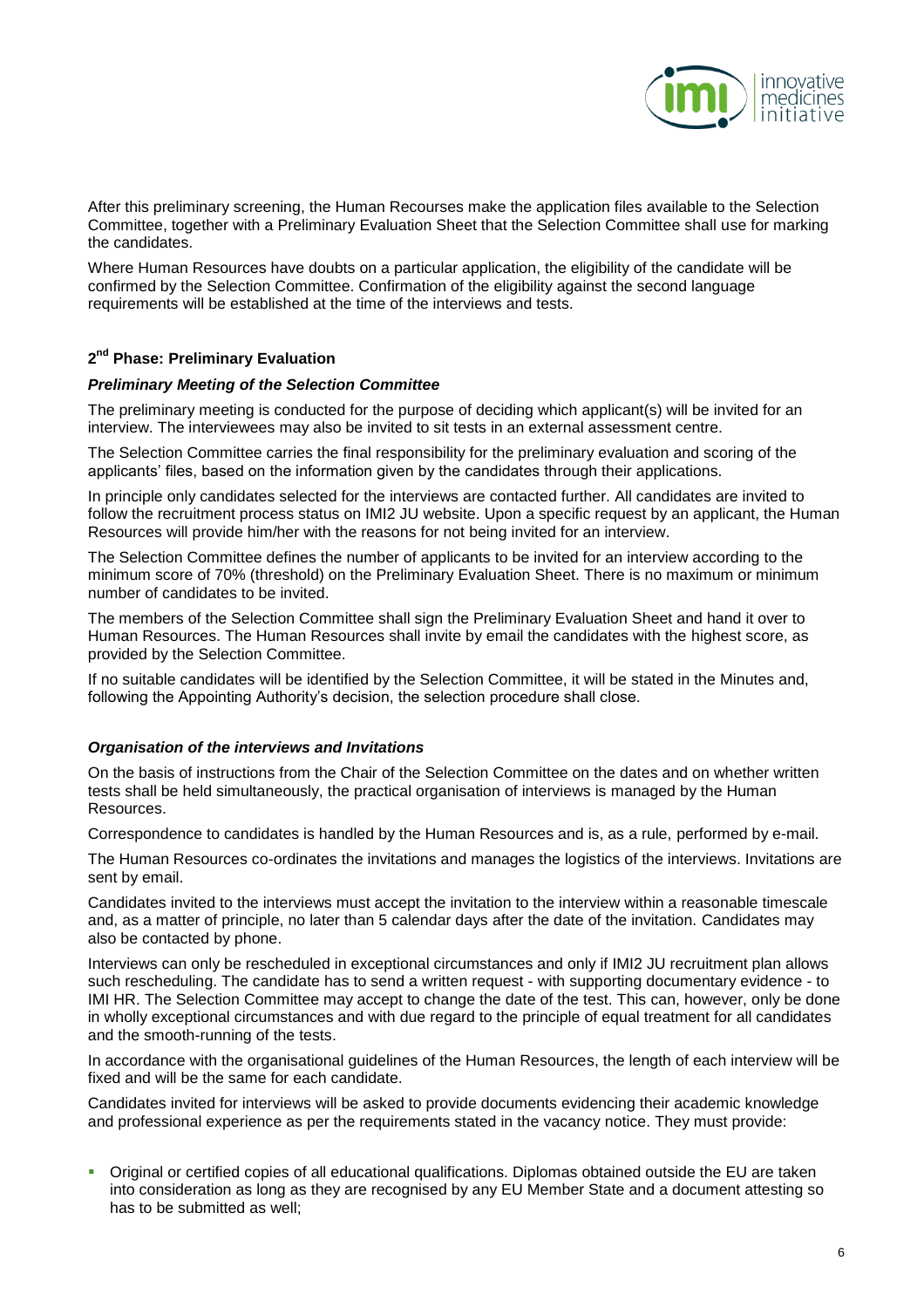After this preliminary screening, the Human Recourses make the application files available to the Selection Committee, together with a Preliminary Evaluation Sheet that the Selection Committee shall use for marking the candidates.

Where Human Resources have doubts on a particular application, the eligibility of the candidate will be confirmed by the Selection Committee. Confirmation of the eligibility against the second language requirements will be established at the time of the interviews and tests.

### 2nd Phase: Preliminary Evaluation

#### *Preliminary Meeting of the Selection Committee*

The preliminary meeting is conducted for the purpose of deciding which applicant(s) will be invited for an interview. The interviewees may also be invited to sit tests in an external assessment centre.

The Selection Committee carries the final responsibility for the preliminary evaluation and scoring of the applicants' files, based on the information given by the candidates through their applications.

In principle only candidates selected for the interviews are contacted further. All candidates are invited to follow the recruitment process status on IMI2 JU website. Upon a specific request by an applicant, the Human Resources will provide him/her with the reasons for not being invited for an interview.

The Selection Committee defines the number of applicants to be invited for an interview according to the minimum score of 70% (threshold) on the Preliminary Evaluation Sheet. There is no maximum or minimum number of candidates to be invited.

The members of the Selection Committee shall sign the Preliminary Evaluation Sheet and hand it over to Human Resources. The Human Resources shall invite by email the candidates with the highest score, as provided by the Selection Committee.

If no suitable candidates will be identified by the Selection Committee, it will be stated in the Minutes and, following the Appointing Authority's decision, the selection procedure shall close.

#### *Organisation of the interviews and Invitations*

On the basis of instructions from the Chair of the Selection Committee on the dates and on whether written tests shall be held simultaneously, the practical organisation of interviews is managed by the Human Resources.

Correspondence to candidates is handled by the Human Resources and is, as a rule, performed by e-mail.

The Human Resources co-ordinates the invitations and manages the logistics of the interviews. Invitations are sent by email.

Candidates invited to the interviews must accept the invitation to the interview within a reasonable timescale and, as a matter of principle, no later than 5 calendar days after the date of the invitation. Candidates may also be contacted by phone.

Interviews can only be rescheduled in exceptional circumstances and only if IMI2 JU recruitment plan allows such rescheduling. The candidate has to send a written request - with supporting documentary evidence - to IMI HR. The Selection Committee may accept to change the date of the test. This can, however, only be done in wholly exceptional circumstances and with due regard to the principle of equal treatment for all candidates and the smooth-running of the tests.

In accordance with the organisational guidelines of the Human Resources, the length of each interview will be fixed and will be the same for each candidate.

Candidates invited for interviews will be asked to provide documents evidencing their academic knowledge and professional experience as per the requirements stated in the vacancy notice. They must provide:

- Original or certified copies of all educational qualifications. Diplomas obtained outside the EU are taken into consideration as long as they are recognised by any EU Member State and a document attesting so has to be submitted as well;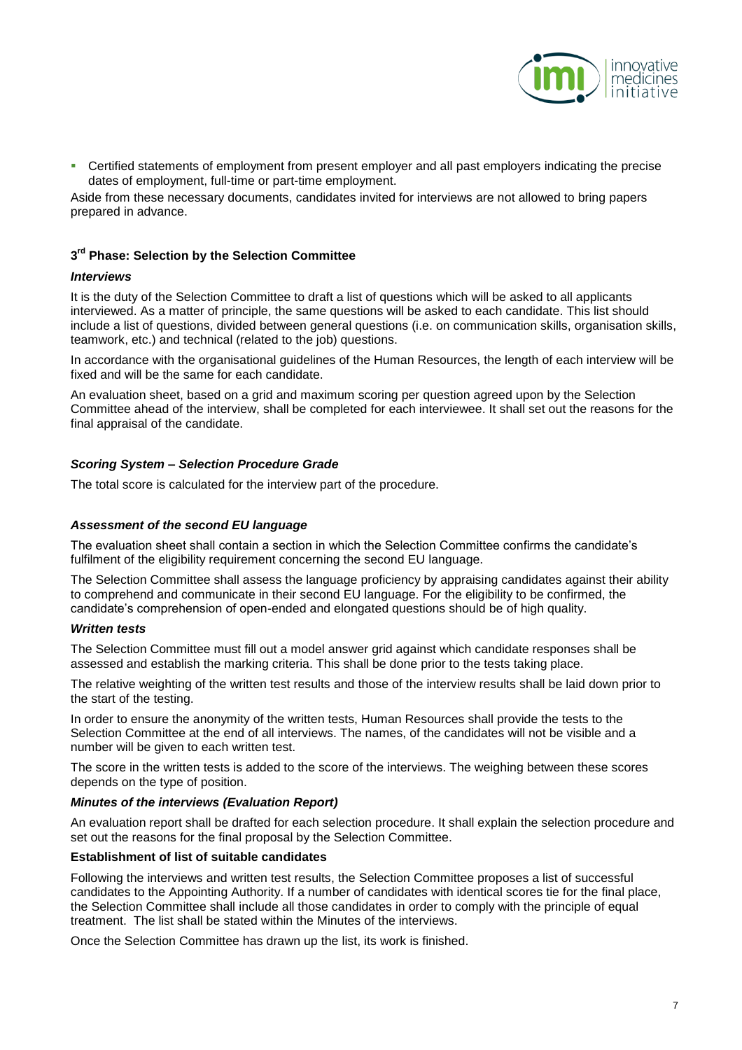- Certified statements of employment from present employer and all past employers indicating the precise dates of employment, full-time or part-time employment.

Aside from these necessary documents, candidates invited for interviews are not allowed to bring papers prepared in advance.

### 3rd Phase: Selection by the Selection Committee

***Interviews***

It is the duty of the Selection Committee to draft a list of questions which will be asked to all applicants interviewed. As a matter of principle, the same questions will be asked to each candidate. This list should include a list of questions, divided between general questions (i.e. on communication skills, organisation skills, teamwork, etc.) and technical (related to the job) questions.

In accordance with the organisational guidelines of the Human Resources, the length of each interview will be fixed and will be the same for each candidate.

An evaluation sheet, based on a grid and maximum scoring per question agreed upon by the Selection Committee ahead of the interview, shall be completed for each interviewee. It shall set out the reasons for the final appraisal of the candidate.

***Scoring System – Selection Procedure Grade***

The total score is calculated for the interview part of the procedure.

***Assessment of the second EU language***

The evaluation sheet shall contain a section in which the Selection Committee confirms the candidate's fulfilment of the eligibility requirement concerning the second EU language.

The Selection Committee shall assess the language proficiency by appraising candidates against their ability to comprehend and communicate in their second EU language. For the eligibility to be confirmed, the candidate's comprehension of open-ended and elongated questions should be of high quality.

***Written tests***

The Selection Committee must fill out a model answer grid against which candidate responses shall be assessed and establish the marking criteria. This shall be done prior to the tests taking place.

The relative weighting of the written test results and those of the interview results shall be laid down prior to the start of the testing.

In order to ensure the anonymity of the written tests, Human Resources shall provide the tests to the Selection Committee at the end of all interviews. The names, of the candidates will not be visible and a number will be given to each written test.

The score in the written tests is added to the score of the interviews. The weighing between these scores depends on the type of position.

***Minutes of the interviews (Evaluation Report)***

An evaluation report shall be drafted for each selection procedure. It shall explain the selection procedure and set out the reasons for the final proposal by the Selection Committee.

**Establishment of list of suitable candidates**

Following the interviews and written test results, the Selection Committee proposes a list of successful candidates to the Appointing Authority. If a number of candidates with identical scores tie for the final place, the Selection Committee shall include all those candidates in order to comply with the principle of equal treatment. The list shall be stated within the Minutes of the interviews.

Once the Selection Committee has drawn up the list, its work is finished.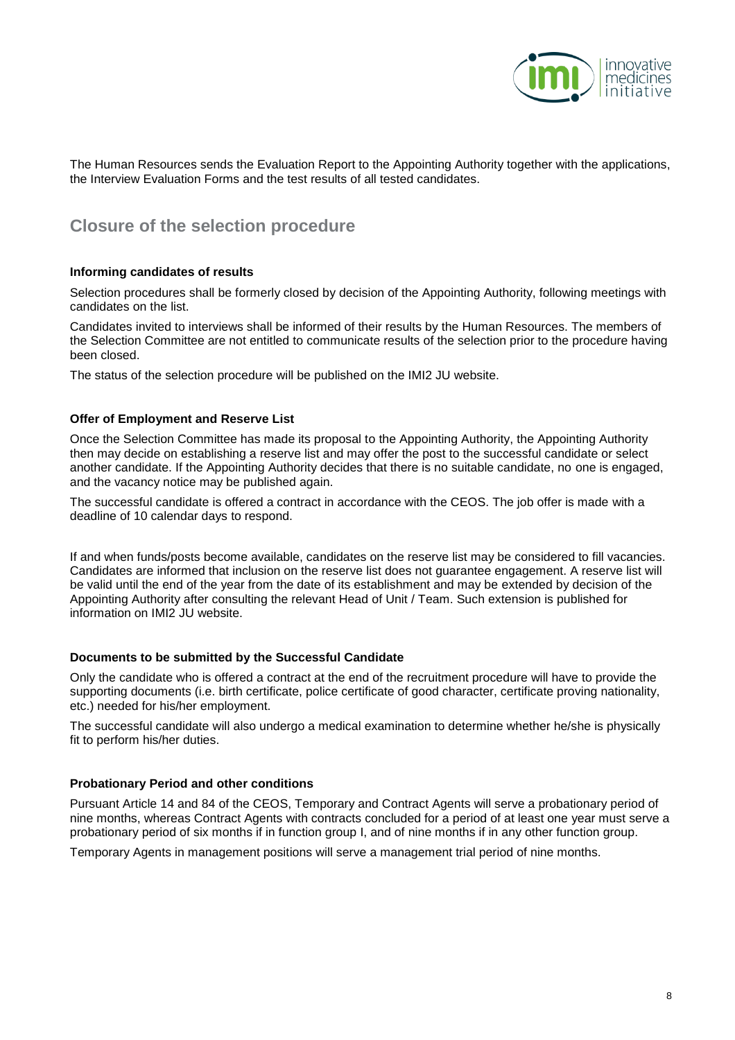The Human Resources sends the Evaluation Report to the Appointing Authority together with the applications, the Interview Evaluation Forms and the test results of all tested candidates.

## Closure of the selection procedure

**Informing candidates of results**

Selection procedures shall be formerly closed by decision of the Appointing Authority, following meetings with candidates on the list.

Candidates invited to interviews shall be informed of their results by the Human Resources. The members of the Selection Committee are not entitled to communicate results of the selection prior to the procedure having been closed.

The status of the selection procedure will be published on the IMI2 JU website.

**Offer of Employment and Reserve List**

Once the Selection Committee has made its proposal to the Appointing Authority, the Appointing Authority then may decide on establishing a reserve list and may offer the post to the successful candidate or select another candidate. If the Appointing Authority decides that there is no suitable candidate, no one is engaged, and the vacancy notice may be published again.

The successful candidate is offered a contract in accordance with the CEOS. The job offer is made with a deadline of 10 calendar days to respond.

If and when funds/posts become available, candidates on the reserve list may be considered to fill vacancies. Candidates are informed that inclusion on the reserve list does not guarantee engagement. A reserve list will be valid until the end of the year from the date of its establishment and may be extended by decision of the Appointing Authority after consulting the relevant Head of Unit / Team. Such extension is published for information on IMI2 JU website.

**Documents to be submitted by the Successful Candidate**

Only the candidate who is offered a contract at the end of the recruitment procedure will have to provide the supporting documents (i.e. birth certificate, police certificate of good character, certificate proving nationality, etc.) needed for his/her employment.

The successful candidate will also undergo a medical examination to determine whether he/she is physically fit to perform his/her duties.

**Probationary Period and other conditions**

Pursuant Article 14 and 84 of the CEOS, Temporary and Contract Agents will serve a probationary period of nine months, whereas Contract Agents with contracts concluded for a period of at least one year must serve a probationary period of six months if in function group I, and of nine months if in any other function group.

Temporary Agents in management positions will serve a management trial period of nine months.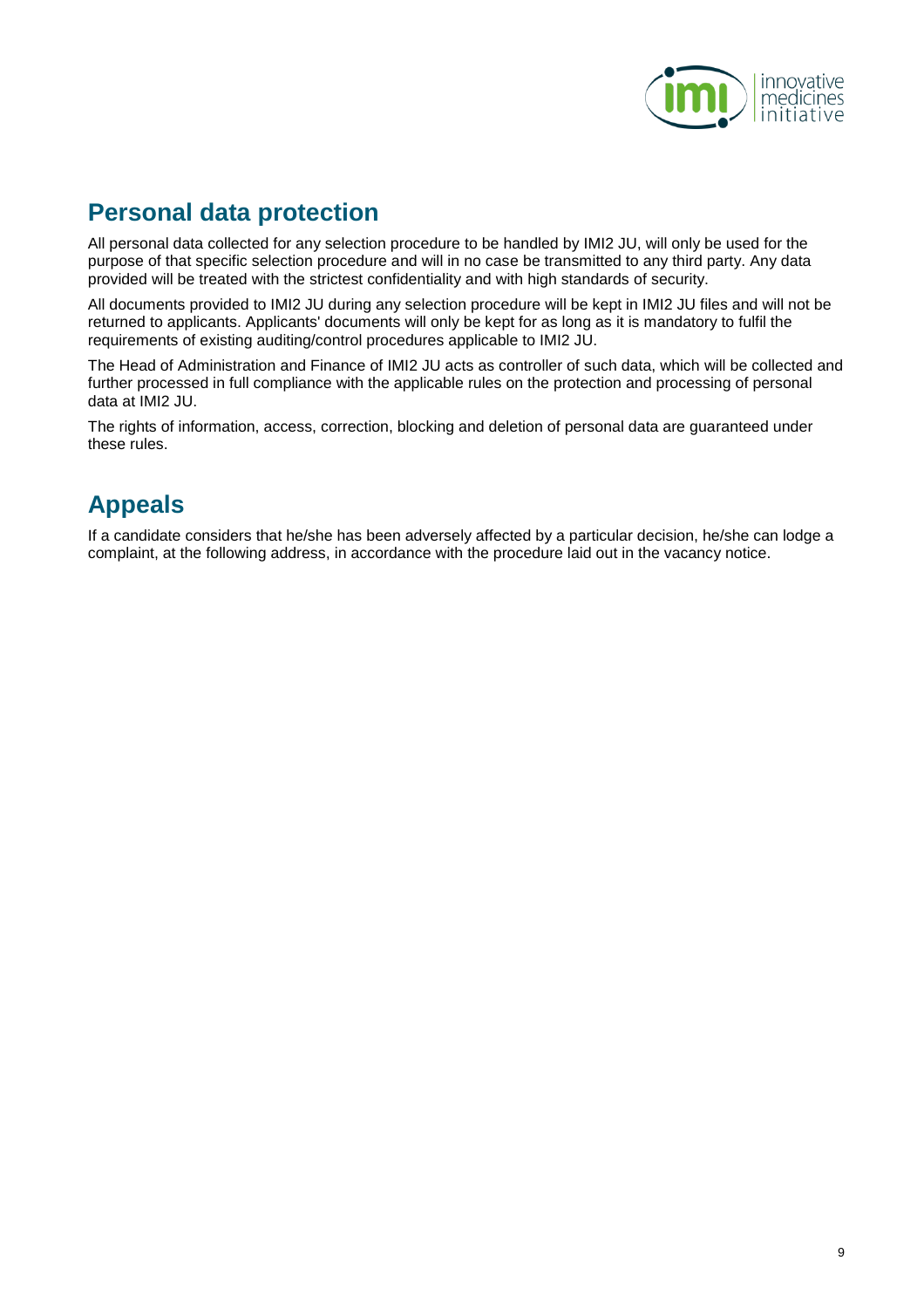## Personal data protection

All personal data collected for any selection procedure to be handled by IMI2 JU, will only be used for the purpose of that specific selection procedure and will in no case be transmitted to any third party. Any data provided will be treated with the strictest confidentiality and with high standards of security.

All documents provided to IMI2 JU during any selection procedure will be kept in IMI2 JU files and will not be returned to applicants. Applicants' documents will only be kept for as long as it is mandatory to fulfil the requirements of existing auditing/control procedures applicable to IMI2 JU.

The Head of Administration and Finance of IMI2 JU acts as controller of such data, which will be collected and further processed in full compliance with the applicable rules on the protection and processing of personal data at IMI2 JU.

The rights of information, access, correction, blocking and deletion of personal data are guaranteed under these rules.

## Appeals

If a candidate considers that he/she has been adversely affected by a particular decision, he/she can lodge a complaint, at the following address, in accordance with the procedure laid out in the vacancy notice.